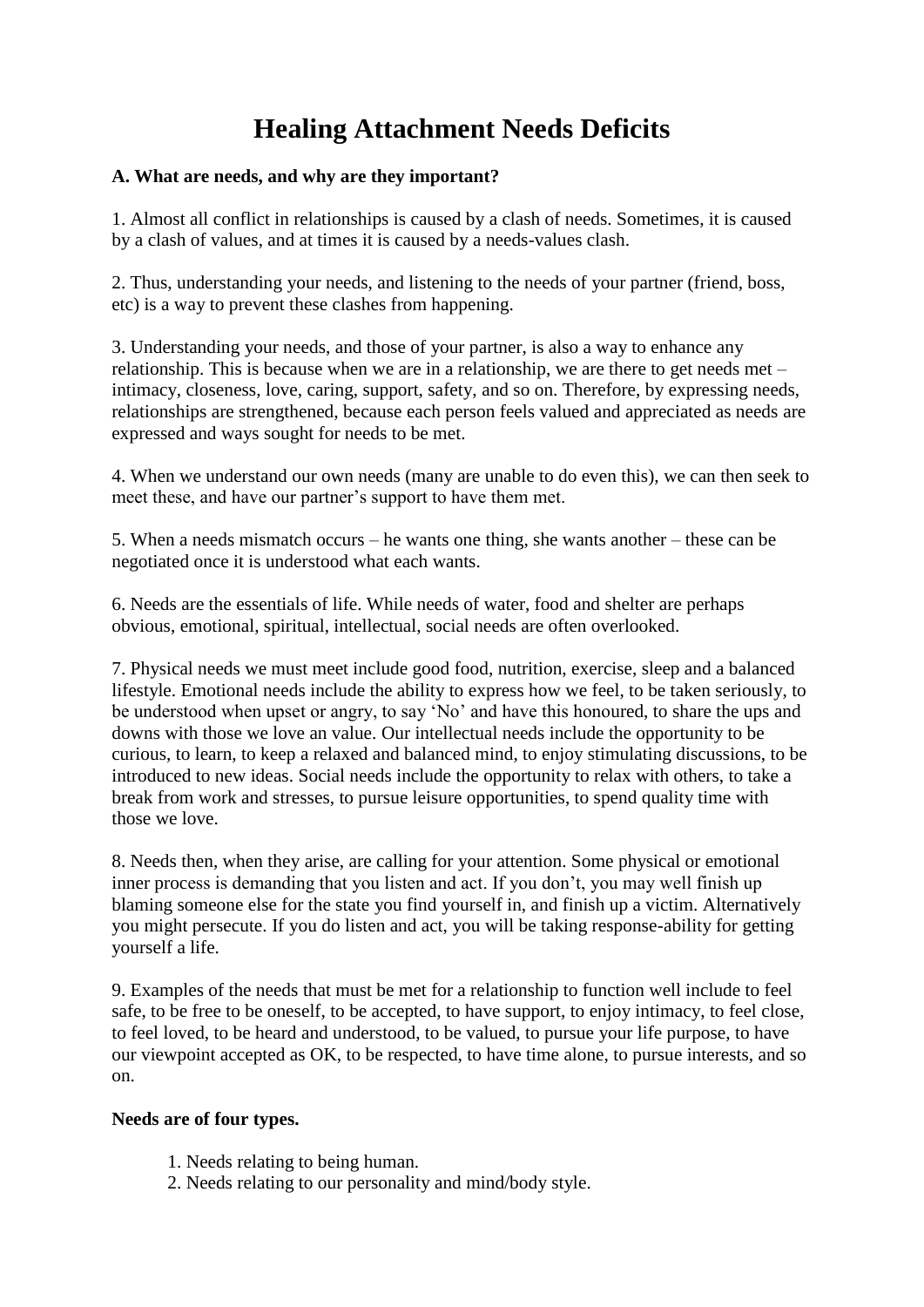# Healing Attachment Needs Deficits

**A. What are needs, and why are they important?**

1. Almost all conflict in relationships is caused by a clash of needs. Sometimes, it is caused by a clash of values, and at times it is caused by a needs-values clash.

2. Thus, understanding your needs, and listening to the needs of your partner (friend, boss, etc) is a way to prevent these clashes from happening.

3. Understanding your needs, and those of your partner, is also a way to enhance any relationship. This is because when we are in a relationship, we are there to get needs met – intimacy, closeness, love, caring, support, safety, and so on. Therefore, by expressing needs, relationships are strengthened, because each person feels valued and appreciated as needs are expressed and ways sought for needs to be met.

4. When we understand our own needs (many are unable to do even this), we can then seek to meet these, and have our partner's support to have them met.

5. When a needs mismatch occurs – he wants one thing, she wants another – these can be negotiated once it is understood what each wants.

6. Needs are the essentials of life. While needs of water, food and shelter are perhaps obvious, emotional, spiritual, intellectual, social needs are often overlooked.

7. Physical needs we must meet include good food, nutrition, exercise, sleep and a balanced lifestyle. Emotional needs include the ability to express how we feel, to be taken seriously, to be understood when upset or angry, to say 'No' and have this honoured, to share the ups and downs with those we love an value. Our intellectual needs include the opportunity to be curious, to learn, to keep a relaxed and balanced mind, to enjoy stimulating discussions, to be introduced to new ideas. Social needs include the opportunity to relax with others, to take a break from work and stresses, to pursue leisure opportunities, to spend quality time with those we love.

8. Needs then, when they arise, are calling for your attention. Some physical or emotional inner process is demanding that you listen and act. If you don't, you may well finish up blaming someone else for the state you find yourself in, and finish up a victim. Alternatively you might persecute. If you do listen and act, you will be taking response-ability for getting yourself a life.

9. Examples of the needs that must be met for a relationship to function well include to feel safe, to be free to be oneself, to be accepted, to have support, to enjoy intimacy, to feel close, to feel loved, to be heard and understood, to be valued, to pursue your life purpose, to have our viewpoint accepted as OK, to be respected, to have time alone, to pursue interests, and so on.

**Needs are of four types.**

1. Needs relating to being human.
2. Needs relating to our personality and mind/body style.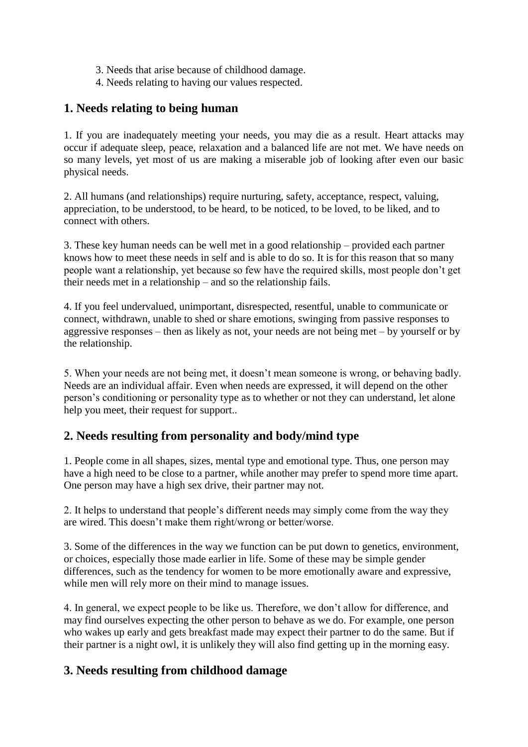3. Needs that arise because of childhood damage.
4. Needs relating to having our values respected.

## 1. Needs relating to being human

1. If you are inadequately meeting your needs, you may die as a result. Heart attacks may occur if adequate sleep, peace, relaxation and a balanced life are not met. We have needs on so many levels, yet most of us are making a miserable job of looking after even our basic physical needs.

2. All humans (and relationships) require nurturing, safety, acceptance, respect, valuing, appreciation, to be understood, to be heard, to be noticed, to be loved, to be liked, and to connect with others.

3. These key human needs can be well met in a good relationship – provided each partner knows how to meet these needs in self and is able to do so. It is for this reason that so many people want a relationship, yet because so few have the required skills, most people don't get their needs met in a relationship – and so the relationship fails.

4. If you feel undervalued, unimportant, disrespected, resentful, unable to communicate or connect, withdrawn, unable to shed or share emotions, swinging from passive responses to aggressive responses – then as likely as not, your needs are not being met – by yourself or by the relationship.

5. When your needs are not being met, it doesn't mean someone is wrong, or behaving badly. Needs are an individual affair. Even when needs are expressed, it will depend on the other person's conditioning or personality type as to whether or not they can understand, let alone help you meet, their request for support..

## 2. Needs resulting from personality and body/mind type

1. People come in all shapes, sizes, mental type and emotional type. Thus, one person may have a high need to be close to a partner, while another may prefer to spend more time apart. One person may have a high sex drive, their partner may not.

2. It helps to understand that people's different needs may simply come from the way they are wired. This doesn't make them right/wrong or better/worse.

3. Some of the differences in the way we function can be put down to genetics, environment, or choices, especially those made earlier in life. Some of these may be simple gender differences, such as the tendency for women to be more emotionally aware and expressive, while men will rely more on their mind to manage issues.

4. In general, we expect people to be like us. Therefore, we don't allow for difference, and may find ourselves expecting the other person to behave as we do. For example, one person who wakes up early and gets breakfast made may expect their partner to do the same. But if their partner is a night owl, it is unlikely they will also find getting up in the morning easy.

## 3. Needs resulting from childhood damage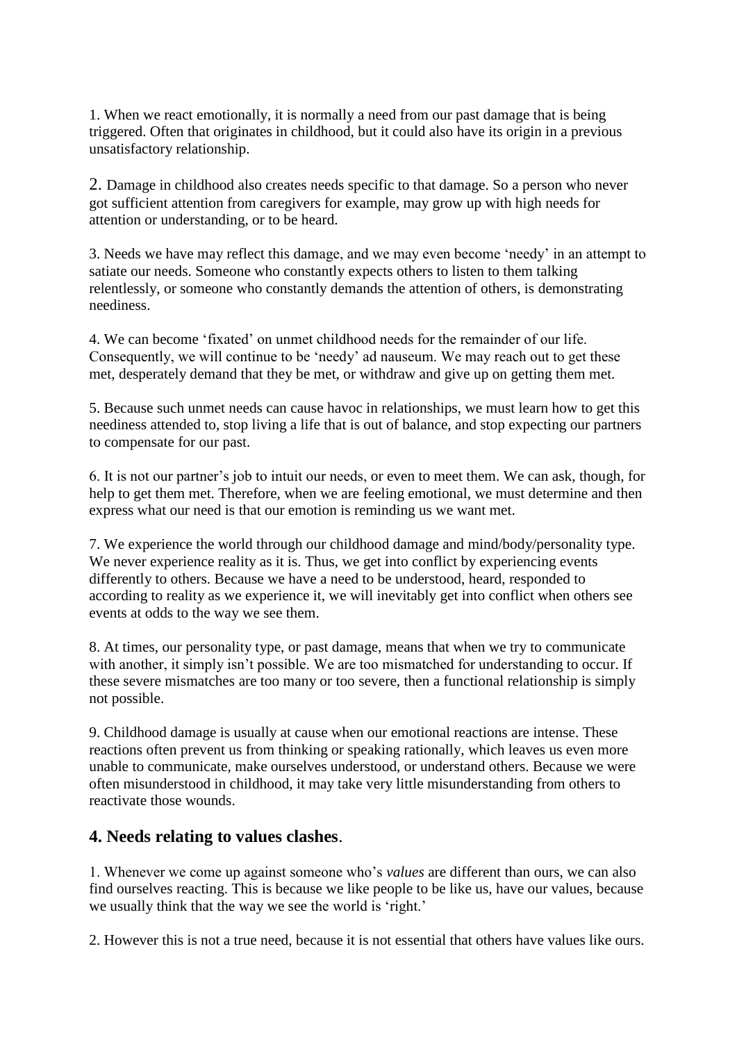1. When we react emotionally, it is normally a need from our past damage that is being triggered. Often that originates in childhood, but it could also have its origin in a previous unsatisfactory relationship.

2. Damage in childhood also creates needs specific to that damage. So a person who never got sufficient attention from caregivers for example, may grow up with high needs for attention or understanding, or to be heard.

3. Needs we have may reflect this damage, and we may even become 'needy' in an attempt to satiate our needs. Someone who constantly expects others to listen to them talking relentlessly, or someone who constantly demands the attention of others, is demonstrating neediness.

4. We can become 'fixated' on unmet childhood needs for the remainder of our life. Consequently, we will continue to be 'needy' ad nauseum. We may reach out to get these met, desperately demand that they be met, or withdraw and give up on getting them met.

5. Because such unmet needs can cause havoc in relationships, we must learn how to get this neediness attended to, stop living a life that is out of balance, and stop expecting our partners to compensate for our past.

6. It is not our partner's job to intuit our needs, or even to meet them. We can ask, though, for help to get them met. Therefore, when we are feeling emotional, we must determine and then express what our need is that our emotion is reminding us we want met.

7. We experience the world through our childhood damage and mind/body/personality type. We never experience reality as it is. Thus, we get into conflict by experiencing events differently to others. Because we have a need to be understood, heard, responded to according to reality as we experience it, we will inevitably get into conflict when others see events at odds to the way we see them.

8. At times, our personality type, or past damage, means that when we try to communicate with another, it simply isn't possible. We are too mismatched for understanding to occur. If these severe mismatches are too many or too severe, then a functional relationship is simply not possible.

9. Childhood damage is usually at cause when our emotional reactions are intense. These reactions often prevent us from thinking or speaking rationally, which leaves us even more unable to communicate, make ourselves understood, or understand others. Because we were often misunderstood in childhood, it may take very little misunderstanding from others to reactivate those wounds.

## 4. Needs relating to values clashes.

1. Whenever we come up against someone who's *values* are different than ours, we can also find ourselves reacting. This is because we like people to be like us, have our values, because we usually think that the way we see the world is 'right.'

2. However this is not a true need, because it is not essential that others have values like ours.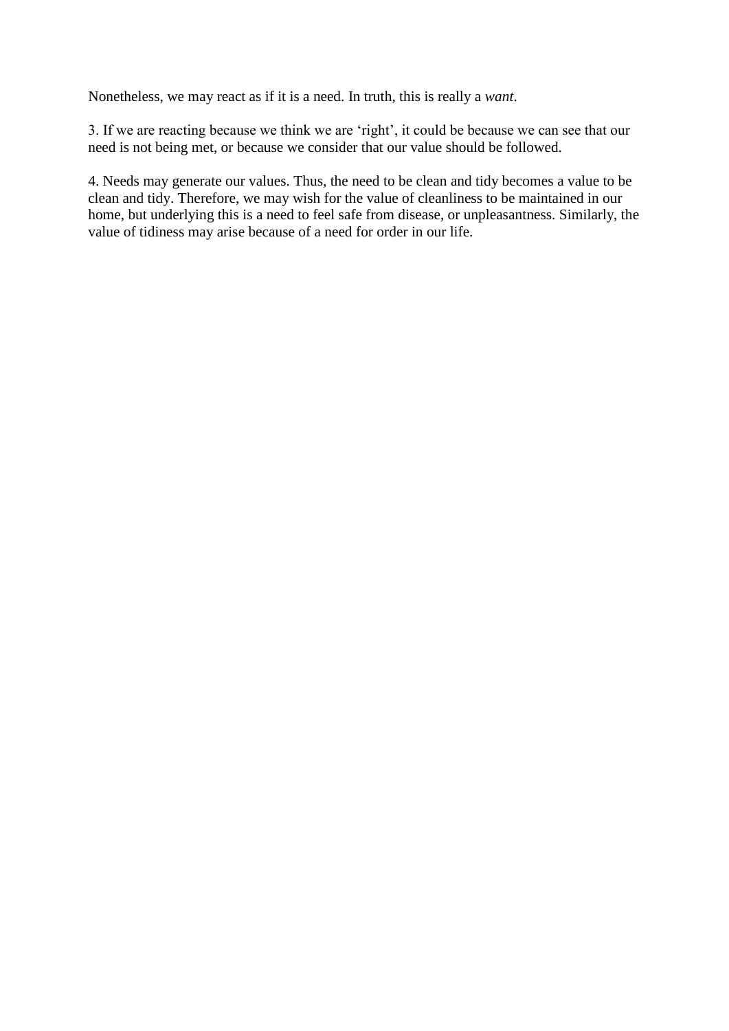Nonetheless, we may react as if it is a need. In truth, this is really a *want*.

3. If we are reacting because we think we are ‘right’, it could be because we can see that our need is not being met, or because we consider that our value should be followed.

4. Needs may generate our values. Thus, the need to be clean and tidy becomes a value to be clean and tidy. Therefore, we may wish for the value of cleanliness to be maintained in our home, but underlying this is a need to feel safe from disease, or unpleasantness. Similarly, the value of tidiness may arise because of a need for order in our life.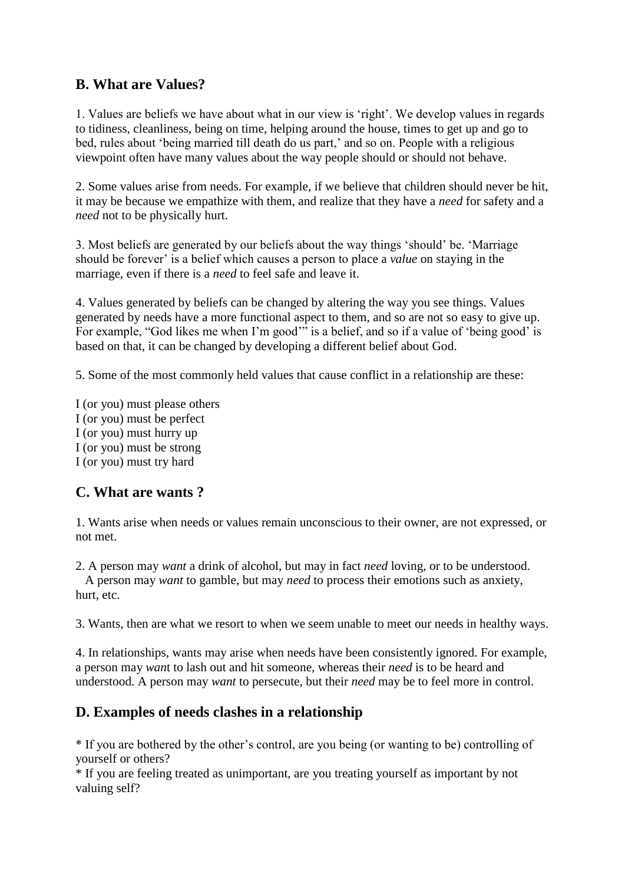## B. What are Values?

1. Values are beliefs we have about what in our view is 'right'. We develop values in regards to tidiness, cleanliness, being on time, helping around the house, times to get up and go to bed, rules about 'being married till death do us part,' and so on. People with a religious viewpoint often have many values about the way people should or should not behave.

2. Some values arise from needs. For example, if we believe that children should never be hit, it may be because we empathize with them, and realize that they have a *need* for safety and a *need* not to be physically hurt.

3. Most beliefs are generated by our beliefs about the way things 'should' be. 'Marriage should be forever' is a belief which causes a person to place a *value* on staying in the marriage, even if there is a *need* to feel safe and leave it.

4. Values generated by beliefs can be changed by altering the way you see things. Values generated by needs have a more functional aspect to them, and so are not so easy to give up. For example, "God likes me when I'm good'" is a belief, and so if a value of 'being good' is based on that, it can be changed by developing a different belief about God.

5. Some of the most commonly held values that cause conflict in a relationship are these:

I (or you) must please others
I (or you) must be perfect
I (or you) must hurry up
I (or you) must be strong
I (or you) must try hard

## C. What are wants ?

1. Wants arise when needs or values remain unconscious to their owner, are not expressed, or not met.

2. A person may *want* a drink of alcohol, but may in fact *need* loving, or to be understood.
A person may *want* to gamble, but may *need* to process their emotions such as anxiety, hurt, etc.

3. Wants, then are what we resort to when we seem unable to meet our needs in healthy ways.

4. In relationships, wants may arise when needs have been consistently ignored. For example, a person may *want* to lash out and hit someone, whereas their *need* is to be heard and understood. A person may *want* to persecute, but their *need* may be to feel more in control.

## D. Examples of needs clashes in a relationship

* If you are bothered by the other's control, are you being (or wanting to be) controlling of yourself or others?
* If you are feeling treated as unimportant, are you treating yourself as important by not valuing self?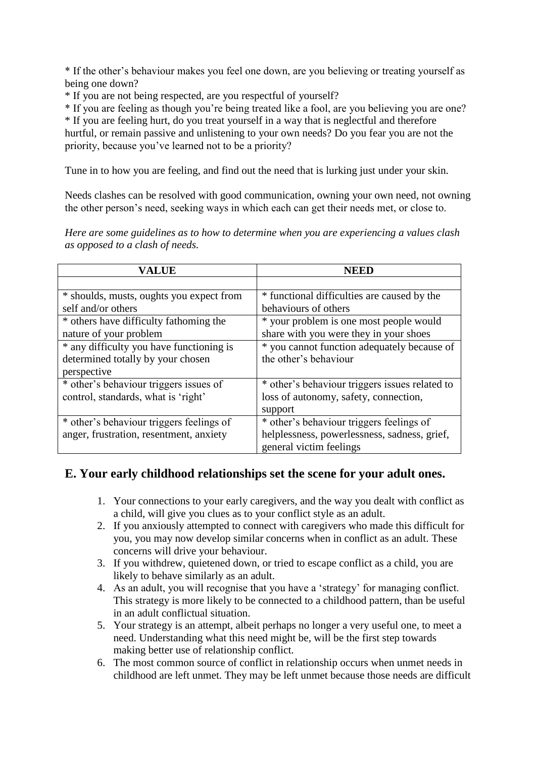* If the other's behaviour makes you feel one down, are you believing or treating yourself as being one down?
* If you are not being respected, are you respectful of yourself?
* If you are feeling as though you're being treated like a fool, are you believing you are one?
* If you are feeling hurt, do you treat yourself in a way that is neglectful and therefore hurtful, or remain passive and unlistening to your own needs? Do you fear you are not the priority, because you've learned not to be a priority?

Tune in to how you are feeling, and find out the need that is lurking just under your skin.

Needs clashes can be resolved with good communication, owning your own need, not owning the other person's need, seeking ways in which each can get their needs met, or close to.

*Here are some guidelines as to how to determine when you are experiencing a values clash as opposed to a clash of needs.*

| **VALUE** | **NEED** |
|---|---|
| | |
| * shoulds, musts, oughts you expect from self and/or others | * functional difficulties are caused by the behaviours of others |
| * others have difficulty fathoming the nature of your problem | * your problem is one most people would share with you were they in your shoes |
| * any difficulty you have functioning is determined totally by your chosen perspective | * you cannot function adequately because of the other's behaviour |
| * other's behaviour triggers issues of control, standards, what is 'right' | * other's behaviour triggers issues related to loss of autonomy, safety, connection, support |
| * other's behaviour triggers feelings of anger, frustration, resentment, anxiety | * other's behaviour triggers feelings of helplessness, powerlessness, sadness, grief, general victim feelings |

## E. Your early childhood relationships set the scene for your adult ones.

1. Your connections to your early caregivers, and the way you dealt with conflict as a child, will give you clues as to your conflict style as an adult.
2. If you anxiously attempted to connect with caregivers who made this difficult for you, you may now develop similar concerns when in conflict as an adult. These concerns will drive your behaviour.
3. If you withdrew, quietened down, or tried to escape conflict as a child, you are likely to behave similarly as an adult.
4. As an adult, you will recognise that you have a 'strategy' for managing conflict. This strategy is more likely to be connected to a childhood pattern, than be useful in an adult conflictual situation.
5. Your strategy is an attempt, albeit perhaps no longer a very useful one, to meet a need. Understanding what this need might be, will be the first step towards making better use of relationship conflict.
6. The most common source of conflict in relationship occurs when unmet needs in childhood are left unmet. They may be left unmet because those needs are difficult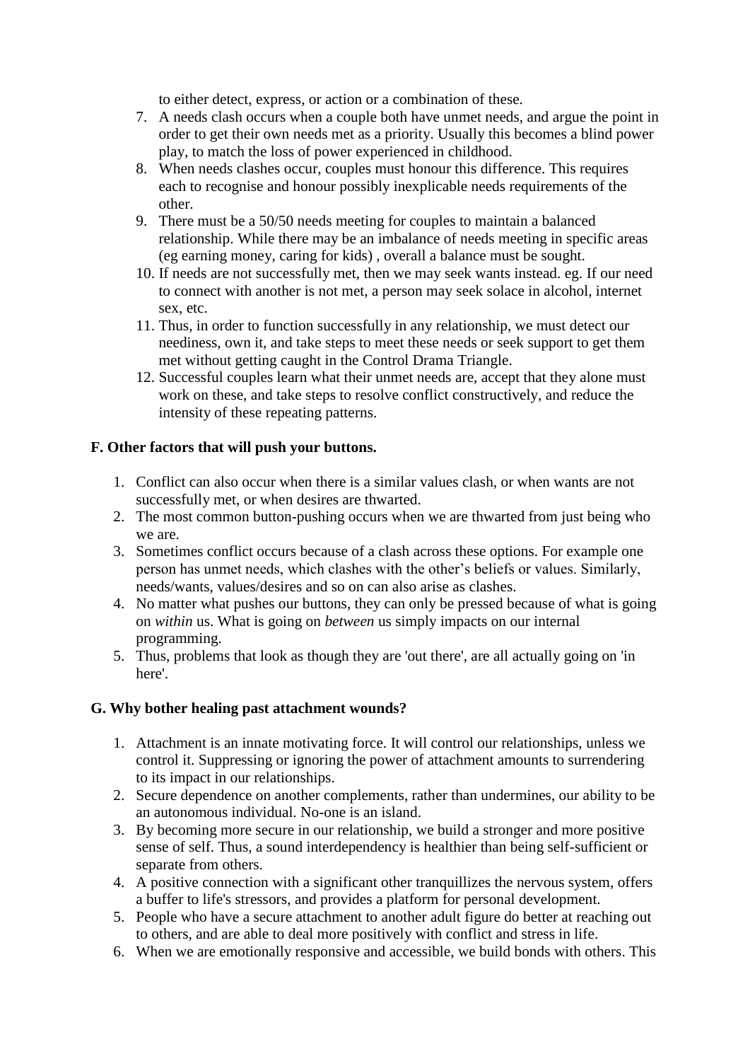to either detect, express, or action or a combination of these.

7. A needs clash occurs when a couple both have unmet needs, and argue the point in order to get their own needs met as a priority. Usually this becomes a blind power play, to match the loss of power experienced in childhood.
8. When needs clashes occur, couples must honour this difference. This requires each to recognise and honour possibly inexplicable needs requirements of the other.
9. There must be a 50/50 needs meeting for couples to maintain a balanced relationship. While there may be an imbalance of needs meeting in specific areas (eg earning money, caring for kids) , overall a balance must be sought.
10. If needs are not successfully met, then we may seek wants instead. eg. If our need to connect with another is not met, a person may seek solace in alcohol, internet sex, etc.
11. Thus, in order to function successfully in any relationship, we must detect our neediness, own it, and take steps to meet these needs or seek support to get them met without getting caught in the Control Drama Triangle.
12. Successful couples learn what their unmet needs are, accept that they alone must work on these, and take steps to resolve conflict constructively, and reduce the intensity of these repeating patterns.

**F. Other factors that will push your buttons.**

1. Conflict can also occur when there is a similar values clash, or when wants are not successfully met, or when desires are thwarted.
2. The most common button-pushing occurs when we are thwarted from just being who we are.
3. Sometimes conflict occurs because of a clash across these options. For example one person has unmet needs, which clashes with the other's beliefs or values. Similarly, needs/wants, values/desires and so on can also arise as clashes.
4. No matter what pushes our buttons, they can only be pressed because of what is going on *within* us. What is going on *between* us simply impacts on our internal programming.
5. Thus, problems that look as though they are 'out there', are all actually going on 'in here'.

**G. Why bother healing past attachment wounds?**

1. Attachment is an innate motivating force. It will control our relationships, unless we control it. Suppressing or ignoring the power of attachment amounts to surrendering to its impact in our relationships.
2. Secure dependence on another complements, rather than undermines, our ability to be an autonomous individual. No-one is an island.
3. By becoming more secure in our relationship, we build a stronger and more positive sense of self. Thus, a sound interdependency is healthier than being self-sufficient or separate from others.
4. A positive connection with a significant other tranquillizes the nervous system, offers a buffer to life's stressors, and provides a platform for personal development.
5. People who have a secure attachment to another adult figure do better at reaching out to others, and are able to deal more positively with conflict and stress in life.
6. When we are emotionally responsive and accessible, we build bonds with others. This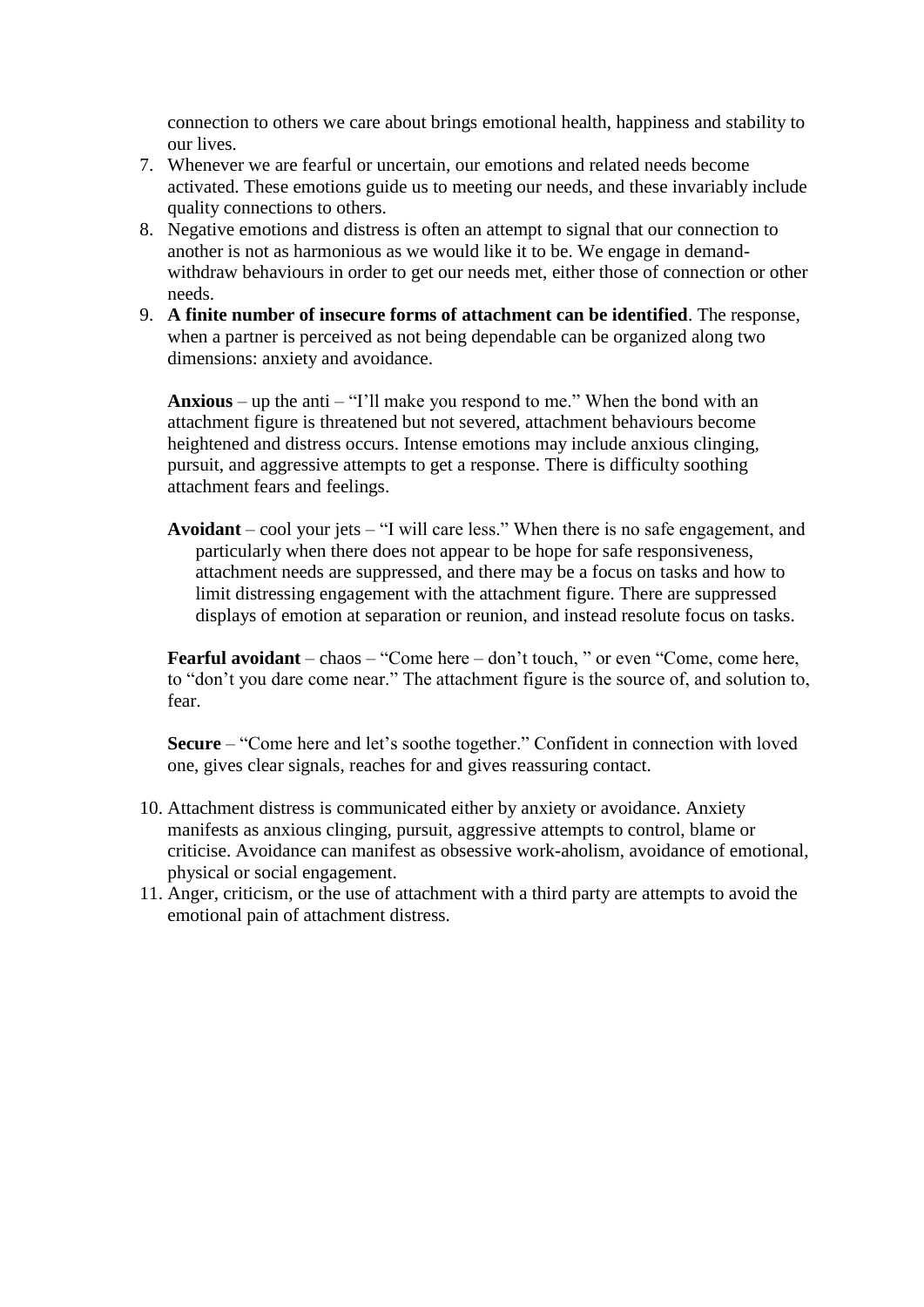connection to others we care about brings emotional health, happiness and stability to our lives.

7. Whenever we are fearful or uncertain, our emotions and related needs become activated. These emotions guide us to meeting our needs, and these invariably include quality connections to others.
8. Negative emotions and distress is often an attempt to signal that our connection to another is not as harmonious as we would like it to be. We engage in demand-withdraw behaviours in order to get our needs met, either those of connection or other needs.
9. **A finite number of insecure forms of attachment can be identified**. The response, when a partner is perceived as not being dependable can be organized along two dimensions: anxiety and avoidance.

   **Anxious** – up the anti – "I'll make you respond to me." When the bond with an attachment figure is threatened but not severed, attachment behaviours become heightened and distress occurs. Intense emotions may include anxious clinging, pursuit, and aggressive attempts to get a response. There is difficulty soothing attachment fears and feelings.

   **Avoidant** – cool your jets – "I will care less." When there is no safe engagement, and particularly when there does not appear to be hope for safe responsiveness, attachment needs are suppressed, and there may be a focus on tasks and how to limit distressing engagement with the attachment figure. There are suppressed displays of emotion at separation or reunion, and instead resolute focus on tasks.

   **Fearful avoidant** – chaos – "Come here – don't touch, " or even "Come, come here, to "don't you dare come near." The attachment figure is the source of, and solution to, fear.

   **Secure** – "Come here and let's soothe together." Confident in connection with loved one, gives clear signals, reaches for and gives reassuring contact.

10. Attachment distress is communicated either by anxiety or avoidance. Anxiety manifests as anxious clinging, pursuit, aggressive attempts to control, blame or criticise. Avoidance can manifest as obsessive work-aholism, avoidance of emotional, physical or social engagement.
11. Anger, criticism, or the use of attachment with a third party are attempts to avoid the emotional pain of attachment distress.